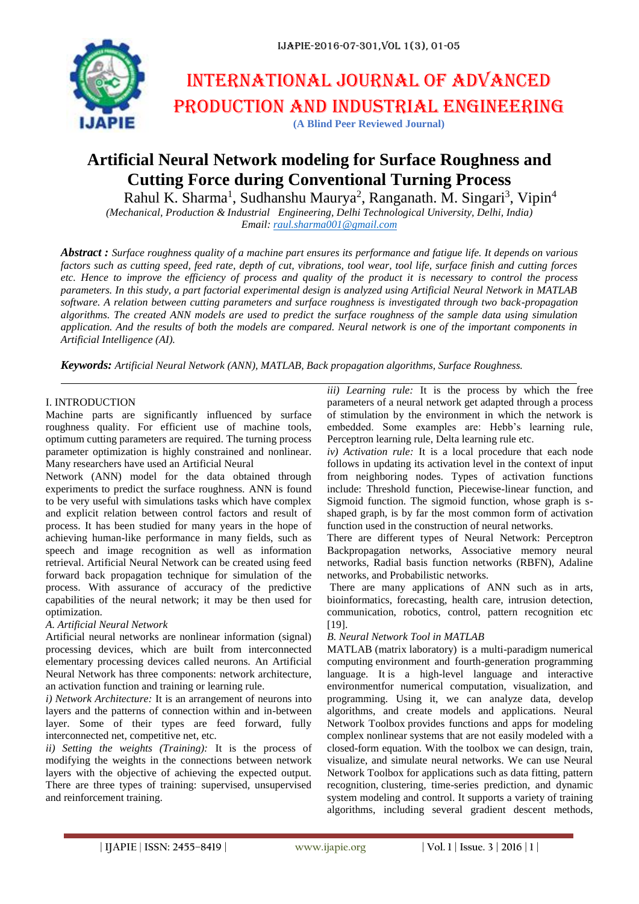# International Journal of Advanced Production and Industrial Engineering

**(A Blind Peer Reviewed Journal)**

# Artificial Neural Network modeling for Surface Roughness and Cutting Force during Conventional Turning Process

Rahul K. Sharma[1], Sudhanshu Maurya[2], Ranganath. M. Singari[3], Vipin[4]

*(Mechanical, Production & Industrial Engineering, Delhi Technological University, Delhi, India)*
*Email: raul.sharma001@gmail.com*

***Abstract :*** *Surface roughness quality of a machine part ensures its performance and fatigue life. It depends on various factors such as cutting speed, feed rate, depth of cut, vibrations, tool wear, tool life, surface finish and cutting forces etc. Hence to improve the efficiency of process and quality of the product it is necessary to control the process parameters. In this study, a part factorial experimental design is analyzed using Artificial Neural Network in MATLAB software. A relation between cutting parameters and surface roughness is investigated through two back-propagation algorithms. The created ANN models are used to predict the surface roughness of the sample data using simulation application. And the results of both the models are compared. Neural network is one of the important components in Artificial Intelligence (AI).*

***Keywords:*** *Artificial Neural Network (ANN), MATLAB, Back propagation algorithms, Surface Roughness.*

## I. INTRODUCTION

Machine parts are significantly influenced by surface roughness quality. For efficient use of machine tools, optimum cutting parameters are required. The turning process parameter optimization is highly constrained and nonlinear. Many researchers have used an Artificial Neural Network (ANN) model for the data obtained through experiments to predict the surface roughness. ANN is found to be very useful with simulations tasks which have complex and explicit relation between control factors and result of process. It has been studied for many years in the hope of achieving human-like performance in many fields, such as speech and image recognition as well as information retrieval. Artificial Neural Network can be created using feed forward back propagation technique for simulation of the process. With assurance of accuracy of the predictive capabilities of the neural network; it may be then used for optimization.

### *A. Artificial Neural Network*

Artificial neural networks are nonlinear information (signal) processing devices, which are built from interconnected elementary processing devices called neurons. An Artificial Neural Network has three components: network architecture, an activation function and training or learning rule.

*i) Network Architecture:* It is an arrangement of neurons into layers and the patterns of connection within and in-between layer. Some of their types are feed forward, fully interconnected net, competitive net, etc.

*ii) Setting the weights (Training):* It is the process of modifying the weights in the connections between network layers with the objective of achieving the expected output. There are three types of training: supervised, unsupervised and reinforcement training.

*iii) Learning rule:* It is the process by which the free parameters of a neural network get adapted through a process of stimulation by the environment in which the network is embedded. Some examples are: Hebb's learning rule, Perceptron learning rule, Delta learning rule etc.

*iv) Activation rule:* It is a local procedure that each node follows in updating its activation level in the context of input from neighboring nodes. Types of activation functions include: Threshold function, Piecewise-linear function, and Sigmoid function. The sigmoid function, whose graph is s-shaped graph, is by far the most common form of activation function used in the construction of neural networks.

There are different types of Neural Network: Perceptron Backpropagation networks, Associative memory neural networks, Radial basis function networks (RBFN), Adaline networks, and Probabilistic networks.

There are many applications of ANN such as in arts, bioinformatics, forecasting, health care, intrusion detection, communication, robotics, control, pattern recognition etc [19].

### *B. Neural Network Tool in MATLAB*

MATLAB (matrix laboratory) is a multi-paradigm numerical computing environment and fourth-generation programming language. It is a high-level language and interactive environmentfor numerical computation, visualization, and programming. Using it, we can analyze data, develop algorithms, and create models and applications. Neural Network Toolbox provides functions and apps for modeling complex nonlinear systems that are not easily modeled with a closed-form equation. With the toolbox we can design, train, visualize, and simulate neural networks. We can use Neural Network Toolbox for applications such as data fitting, pattern recognition, clustering, time-series prediction, and dynamic system modeling and control. It supports a variety of training algorithms, including several gradient descent methods,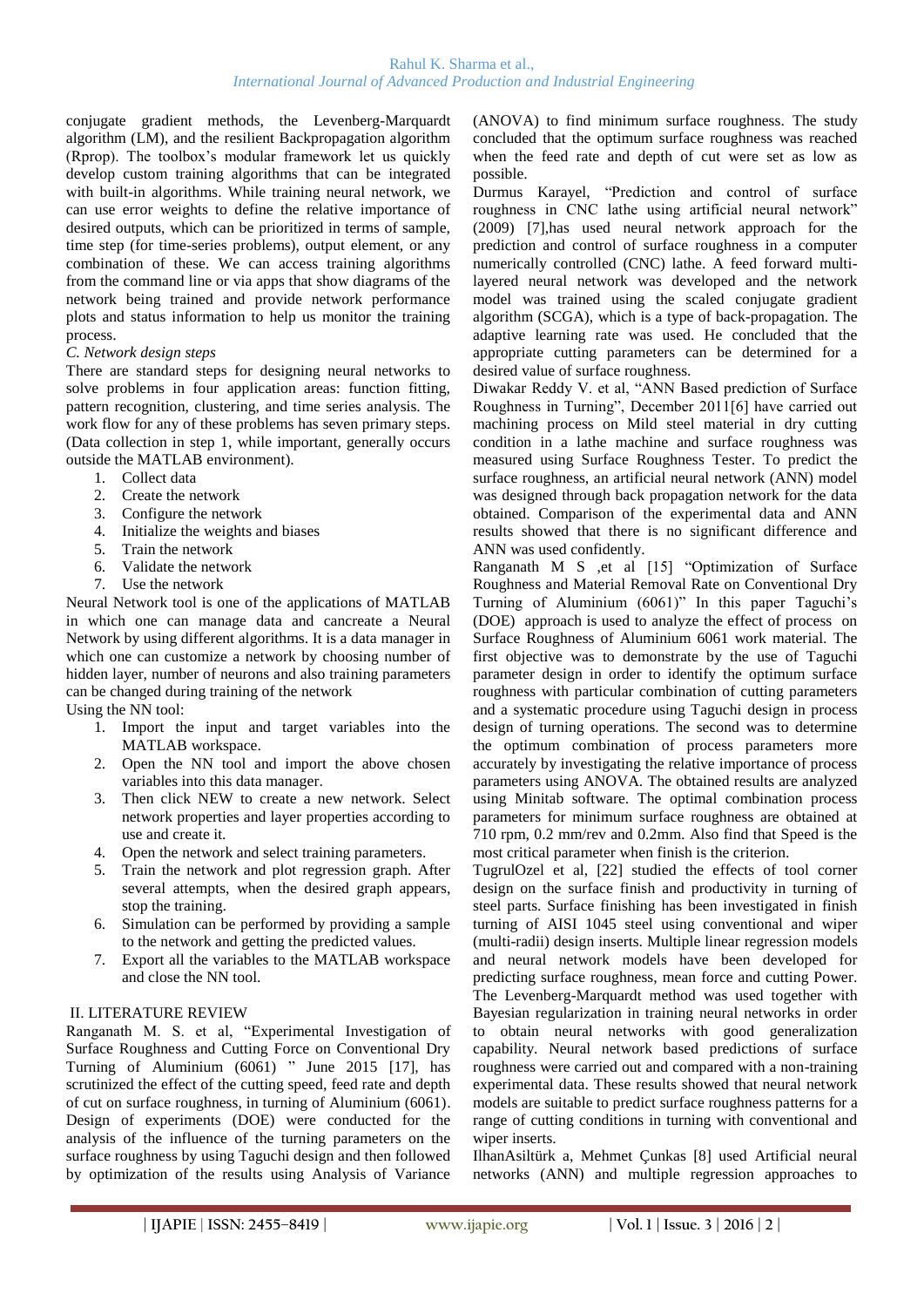conjugate gradient methods, the Levenberg-Marquardt algorithm (LM), and the resilient Backpropagation algorithm (Rprop). The toolbox's modular framework let us quickly develop custom training algorithms that can be integrated with built-in algorithms. While training neural network, we can use error weights to define the relative importance of desired outputs, which can be prioritized in terms of sample, time step (for time-series problems), output element, or any combination of these. We can access training algorithms from the command line or via apps that show diagrams of the network being trained and provide network performance plots and status information to help us monitor the training process.

*C. Network design steps*

There are standard steps for designing neural networks to solve problems in four application areas: function fitting, pattern recognition, clustering, and time series analysis. The work flow for any of these problems has seven primary steps. (Data collection in step 1, while important, generally occurs outside the MATLAB environment).

1. Collect data
2. Create the network
3. Configure the network
4. Initialize the weights and biases
5. Train the network
6. Validate the network
7. Use the network

Neural Network tool is one of the applications of MATLAB in which one can manage data and cancreate a Neural Network by using different algorithms. It is a data manager in which one can customize a network by choosing number of hidden layer, number of neurons and also training parameters can be changed during training of the network

Using the NN tool:

1. Import the input and target variables into the MATLAB workspace.
2. Open the NN tool and import the above chosen variables into this data manager.
3. Then click NEW to create a new network. Select network properties and layer properties according to use and create it.
4. Open the network and select training parameters.
5. Train the network and plot regression graph. After several attempts, when the desired graph appears, stop the training.
6. Simulation can be performed by providing a sample to the network and getting the predicted values.
7. Export all the variables to the MATLAB workspace and close the NN tool.

## II. LITERATURE REVIEW

Ranganath M. S. et al, "Experimental Investigation of Surface Roughness and Cutting Force on Conventional Dry Turning of Aluminium (6061) " June 2015 [17], has scrutinized the effect of the cutting speed, feed rate and depth of cut on surface roughness, in turning of Aluminium (6061). Design of experiments (DOE) were conducted for the analysis of the influence of the turning parameters on the surface roughness by using Taguchi design and then followed by optimization of the results using Analysis of Variance (ANOVA) to find minimum surface roughness. The study concluded that the optimum surface roughness was reached when the feed rate and depth of cut were set as low as possible.

Durmus Karayel, "Prediction and control of surface roughness in CNC lathe using artificial neural network" (2009) [7],has used neural network approach for the prediction and control of surface roughness in a computer numerically controlled (CNC) lathe. A feed forward multi-layered neural network was developed and the network model was trained using the scaled conjugate gradient algorithm (SCGA), which is a type of back-propagation. The adaptive learning rate was used. He concluded that the appropriate cutting parameters can be determined for a desired value of surface roughness.

Diwakar Reddy V. et al, "ANN Based prediction of Surface Roughness in Turning", December 2011[6] have carried out machining process on Mild steel material in dry cutting condition in a lathe machine and surface roughness was measured using Surface Roughness Tester. To predict the surface roughness, an artificial neural network (ANN) model was designed through back propagation network for the data obtained. Comparison of the experimental data and ANN results showed that there is no significant difference and ANN was used confidently.

Ranganath M S ,et al [15] "Optimization of Surface Roughness and Material Removal Rate on Conventional Dry Turning of Aluminium (6061)" In this paper Taguchi's (DOE) approach is used to analyze the effect of process on Surface Roughness of Aluminium 6061 work material. The first objective was to demonstrate by the use of Taguchi parameter design in order to identify the optimum surface roughness with particular combination of cutting parameters and a systematic procedure using Taguchi design in process design of turning operations. The second was to determine the optimum combination of process parameters more accurately by investigating the relative importance of process parameters using ANOVA. The obtained results are analyzed using Minitab software. The optimal combination process parameters for minimum surface roughness are obtained at 710 rpm, 0.2 mm/rev and 0.2mm. Also find that Speed is the most critical parameter when finish is the criterion.

TugrulOzel et al, [22] studied the effects of tool corner design on the surface finish and productivity in turning of steel parts. Surface finishing has been investigated in finish turning of AISI 1045 steel using conventional and wiper (multi-radii) design inserts. Multiple linear regression models and neural network models have been developed for predicting surface roughness, mean force and cutting Power. The Levenberg-Marquardt method was used together with Bayesian regularization in training neural networks in order to obtain neural networks with good generalization capability. Neural network based predictions of surface roughness were carried out and compared with a non-training experimental data. These results showed that neural network models are suitable to predict surface roughness patterns for a range of cutting conditions in turning with conventional and wiper inserts.

IlhanAsiltürk a, Mehmet Çunkas [8] used Artificial neural networks (ANN) and multiple regression approaches to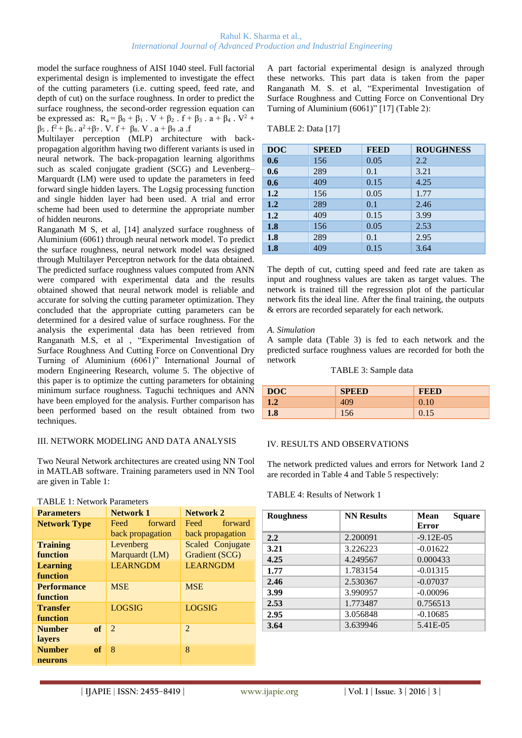model the surface roughness of AISI 1040 steel. Full factorial experimental design is implemented to investigate the effect of the cutting parameters (i.e. cutting speed, feed rate, and depth of cut) on the surface roughness. In order to predict the surface roughness, the second-order regression equation can be expressed as: $R_a = \beta_0 + \beta_1 . V + \beta_2 . f + \beta_3 . a + \beta_4 . V^2 + \beta_5 . f^2 + \beta_6 . a^2 + \beta_7 . V. f + \beta_8 . V . a + \beta_9 .a .f$

Multilayer perception (MLP) architecture with back-propagation algorithm having two different variants is used in neural network. The back-propagation learning algorithms such as scaled conjugate gradient (SCG) and Levenberg–Marquardt (LM) were used to update the parameters in feed forward single hidden layers. The Logsig processing function and single hidden layer had been used. A trial and error scheme had been used to determine the appropriate number of hidden neurons.

Ranganath M S, et al, [14] analyzed surface roughness of Aluminium (6061) through neural network model. To predict the surface roughness, neural network model was designed through Multilayer Perceptron network for the data obtained. The predicted surface roughness values computed from ANN were compared with experimental data and the results obtained showed that neural network model is reliable and accurate for solving the cutting parameter optimization. They concluded that the appropriate cutting parameters can be determined for a desired value of surface roughness. For the analysis the experimental data has been retrieved from Ranganath M.S, et al , “Experimental Investigation of Surface Roughness And Cutting Force on Conventional Dry Turning of Aluminium (6061)” International Journal of modern Engineering Research, volume 5. The objective of this paper is to optimize the cutting parameters for obtaining minimum surface roughness. Taguchi techniques and ANN have been employed for the analysis. Further comparison has been performed based on the result obtained from two techniques.

## III. NETWORK MODELING AND DATA ANALYSIS

Two Neural Network architectures are created using NN Tool in MATLAB software. Training parameters used in NN Tool are given in Table 1:

TABLE 1: Network Parameters

| Parameters | Network 1 | Network 2 |
|---|---|---|
| **Network Type** | Feed forward back propagation | Feed forward back propagation |
| **Training function** | Levenberg Marquardt (LM) | Scaled Conjugate Gradient (SCG) |
| **Learning function** | LEARNGDM | LEARNGDM |
| **Performance function** | MSE | MSE |
| **Transfer function** | LOGSIG | LOGSIG |
| **Number of layers** | 2 | 2 |
| **Number of neurons** | 8 | 8 |

A part factorial experimental design is analyzed through these networks. This part data is taken from the paper Ranganath M. S. et al, “Experimental Investigation of Surface Roughness and Cutting Force on Conventional Dry Turning of Aluminium (6061)” [17] (Table 2):

TABLE 2: Data [17]

| DOC | SPEED | FEED | ROUGHNESS |
|---|---|---|---|
| **0.6** | 156 | 0.05 | 2.2 |
| **0.6** | 289 | 0.1 | 3.21 |
| **0.6** | 409 | 0.15 | 4.25 |
| **1.2** | 156 | 0.05 | 1.77 |
| **1.2** | 289 | 0.1 | 2.46 |
| **1.2** | 409 | 0.15 | 3.99 |
| **1.8** | 156 | 0.05 | 2.53 |
| **1.8** | 289 | 0.1 | 2.95 |
| **1.8** | 409 | 0.15 | 3.64 |

The depth of cut, cutting speed and feed rate are taken as input and roughness values are taken as target values. The network is trained till the regression plot of the particular network fits the ideal line. After the final training, the outputs & errors are recorded separately for each network.

*A. Simulation*

A sample data (Table 3) is fed to each network and the predicted surface roughness values are recorded for both the network

TABLE 3: Sample data

| DOC | SPEED | FEED |
|---|---|---|
| **1.2** | 409 | 0.10 |
| **1.8** | 156 | 0.15 |

## IV. RESULTS AND OBSERVATIONS

The network predicted values and errors for Network 1and 2 are recorded in Table 4 and Table 5 respectively:

TABLE 4: Results of Network 1

| Roughness | NN Results | Mean Square Error |
|---|---|---|
| **2.2** | 2.200091 | -9.12E-05 |
| **3.21** | 3.226223 | -0.01622 |
| **4.25** | 4.249567 | 0.000433 |
| **1.77** | 1.783154 | -0.01315 |
| **2.46** | 2.530367 | -0.07037 |
| **3.99** | 3.990957 | -0.00096 |
| **2.53** | 1.773487 | 0.756513 |
| **2.95** | 3.056848 | -0.10685 |
| **3.64** | 3.639946 | 5.41E-05 |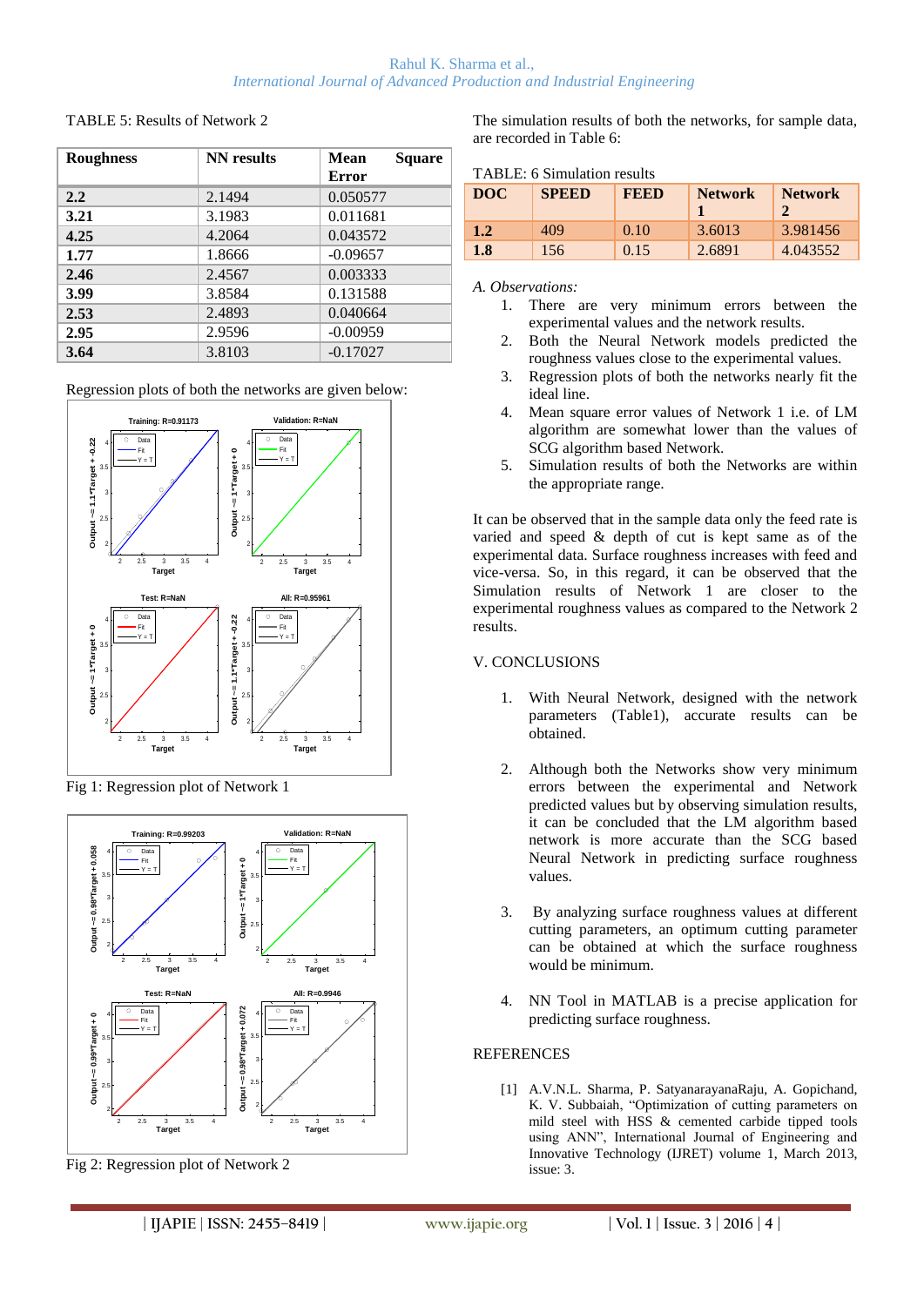TABLE 5: Results of Network 2

| Roughness | NN results | Mean Square Error |
|---|---|---|
| **2.2** | 2.1494 | 0.050577 |
| **3.21** | 3.1983 | 0.011681 |
| **4.25** | 4.2064 | 0.043572 |
| **1.77** | 1.8666 | -0.09657 |
| **2.46** | 2.4567 | 0.003333 |
| **3.99** | 3.8584 | 0.131588 |
| **2.53** | 2.4893 | 0.040664 |
| **2.95** | 2.9596 | -0.00959 |
| **3.64** | 3.8103 | -0.17027 |

Regression plots of both the networks are given below:

Fig 1: Regression plot of Network 1

Fig 2: Regression plot of Network 2

The simulation results of both the networks, for sample data, are recorded in Table 6:

TABLE: 6 Simulation results

| DOC | SPEED | FEED | Network 1 | Network 2 |
|---|---|---|---|---|
| **1.2** | 409 | 0.10 | 3.6013 | 3.981456 |
| **1.8** | 156 | 0.15 | 2.6891 | 4.043552 |

*A. Observations:*

1. There are very minimum errors between the experimental values and the network results.
2. Both the Neural Network models predicted the roughness values close to the experimental values.
3. Regression plots of both the networks nearly fit the ideal line.
4. Mean square error values of Network 1 i.e. of LM algorithm are somewhat lower than the values of SCG algorithm based Network.
5. Simulation results of both the Networks are within the appropriate range.

It can be observed that in the sample data only the feed rate is varied and speed & depth of cut is kept same as of the experimental data. Surface roughness increases with feed and vice-versa. So, in this regard, it can be observed that the Simulation results of Network 1 are closer to the experimental roughness values as compared to the Network 2 results.

## V. CONCLUSIONS

1. With Neural Network, designed with the network parameters (Table1), accurate results can be obtained.

2. Although both the Networks show very minimum errors between the experimental and Network predicted values but by observing simulation results, it can be concluded that the LM algorithm based network is more accurate than the SCG based Neural Network in predicting surface roughness values.

3. By analyzing surface roughness values at different cutting parameters, an optimum cutting parameter can be obtained at which the surface roughness would be minimum.

4. NN Tool in MATLAB is a precise application for predicting surface roughness.

## REFERENCES

[1] A.V.N.L. Sharma, P. SatyanarayanaRaju, A. Gopichand, K. V. Subbaiah, "Optimization of cutting parameters on mild steel with HSS & cemented carbide tipped tools using ANN", International Journal of Engineering and Innovative Technology (IJRET) volume 1, March 2013, issue: 3.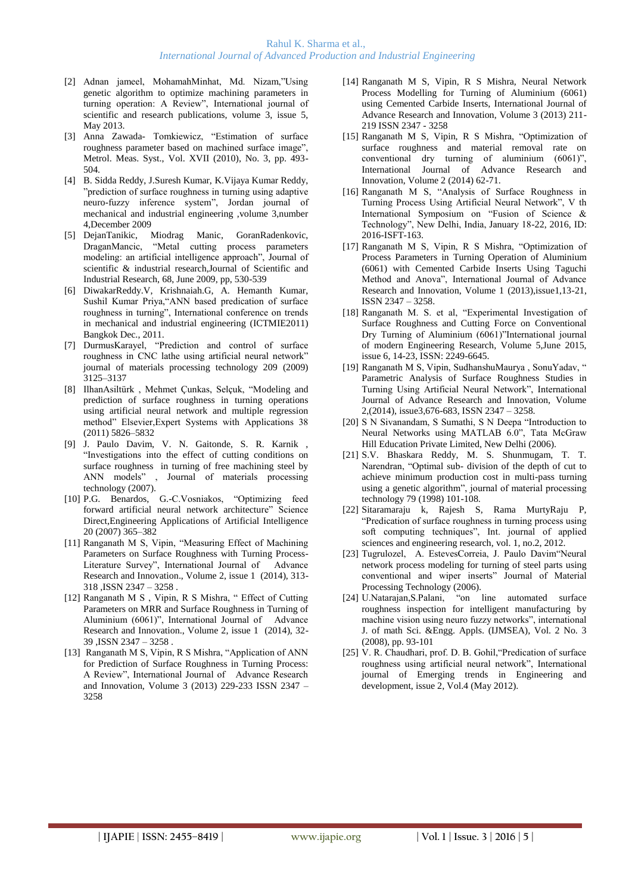[2] Adnan jameel, MohamahMinhat, Md. Nizam,"Using genetic algorithm to optimize machining parameters in turning operation: A Review", International journal of scientific and research publications, volume 3, issue 5, May 2013.

[3] Anna Zawada- Tomkiewicz, "Estimation of surface roughness parameter based on machined surface image", Metrol. Meas. Syst., Vol. XVII (2010), No. 3, pp. 493-504.

[4] B. Sidda Reddy, J.Suresh Kumar, K.Vijaya Kumar Reddy, "prediction of surface roughness in turning using adaptive neuro-fuzzy inference system", Jordan journal of mechanical and industrial engineering ,volume 3,number 4,December 2009

[5] DejanTanikic, Miodrag Manic, GoranRadenkovic, DraganMancic, "Metal cutting process parameters modeling: an artificial intelligence approach", Journal of scientific & industrial research,Journal of Scientific and Industrial Research, 68, June 2009, pp, 530-539

[6] DiwakarReddy.V, Krishnaiah.G, A. Hemanth Kumar, Sushil Kumar Priya,"ANN based prediction of surface roughness in turning", International conference on trends in mechanical and industrial engineering (ICTMIE2011) Bangkok Dec., 2011.

[7] DurmusKarayel, "Prediction and control of surface roughness in CNC lathe using artificial neural network" journal of materials processing technology 209 (2009) 3125–3137

[8] IlhanAsiltürk , Mehmet Çunkas, Selçuk, "Modeling and prediction of surface roughness in turning operations using artificial neural network and multiple regression method" Elsevier,Expert Systems with Applications 38 (2011) 5826–5832

[9] J. Paulo Davim, V. N. Gaitonde, S. R. Karnik , "Investigations into the effect of cutting conditions on surface roughness in turning of free machining steel by ANN models" , Journal of materials processing technology (2007).

[10] P.G. Benardos, G.-C.Vosniakos, "Optimizing feed forward artificial neural network architecture" Science Direct,Engineering Applications of Artificial Intelligence 20 (2007) 365–382

[11] Ranganath M S, Vipin, "Measuring Effect of Machining Parameters on Surface Roughness with Turning Process- Literature Survey", International Journal of Advance Research and Innovation., Volume 2, issue 1 (2014), 313-318 ,ISSN 2347 – 3258 .

[12] Ranganath M S , Vipin, R S Mishra, " Effect of Cutting Parameters on MRR and Surface Roughness in Turning of Aluminium (6061)", International Journal of Advance Research and Innovation., Volume 2, issue 1 (2014), 32-39 ,ISSN 2347 – 3258 .

[13] Ranganath M S, Vipin, R S Mishra, "Application of ANN for Prediction of Surface Roughness in Turning Process: A Review", International Journal of Advance Research and Innovation, Volume 3 (2013) 229-233 ISSN 2347 – 3258

[14] Ranganath M S, Vipin, R S Mishra, Neural Network Process Modelling for Turning of Aluminium (6061) using Cemented Carbide Inserts, International Journal of Advance Research and Innovation, Volume 3 (2013) 211-219 ISSN 2347 - 3258

[15] Ranganath M S, Vipin, R S Mishra, "Optimization of surface roughness and material removal rate on conventional dry turning of aluminium (6061)", International Journal of Advance Research and Innovation, Volume 2 (2014) 62-71.

[16] Ranganath M S, "Analysis of Surface Roughness in Turning Process Using Artificial Neural Network", V th International Symposium on "Fusion of Science & Technology", New Delhi, India, January 18-22, 2016, ID: 2016-ISFT-163.

[17] Ranganath M S, Vipin, R S Mishra, "Optimization of Process Parameters in Turning Operation of Aluminium (6061) with Cemented Carbide Inserts Using Taguchi Method and Anova", International Journal of Advance Research and Innovation, Volume 1 (2013),issue1,13-21, ISSN 2347 – 3258.

[18] Ranganath M. S. et al, "Experimental Investigation of Surface Roughness and Cutting Force on Conventional Dry Turning of Aluminium (6061)"International journal of modern Engineering Research, Volume 5,June 2015, issue 6, 14-23, ISSN: 2249-6645.

[19] Ranganath M S, Vipin, SudhanshuMaurya , SonuYadav, " Parametric Analysis of Surface Roughness Studies in Turning Using Artificial Neural Network", International Journal of Advance Research and Innovation, Volume 2,(2014), issue3,676-683, ISSN 2347 – 3258.

[20] S N Sivanandam, S Sumathi, S N Deepa "Introduction to Neural Networks using MATLAB 6.0", Tata McGraw Hill Education Private Limited, New Delhi (2006).

[21] S.V. Bhaskara Reddy, M. S. Shunmugam, T. T. Narendran, "Optimal sub- division of the depth of cut to achieve minimum production cost in multi-pass turning using a genetic algorithm", journal of material processing technology 79 (1998) 101-108.

[22] Sitaramaraju k, Rajesh S, Rama MurtyRaju P, "Predication of surface roughness in turning process using soft computing techniques", Int. journal of applied sciences and engineering research, vol. 1, no.2, 2012.

[23] Tugrulozel, A. EstevesCorreia, J. Paulo Davim"Neural network process modeling for turning of steel parts using conventional and wiper inserts" Journal of Material Processing Technology (2006).

[24] U.Natarajan,S.Palani, "on line automated surface roughness inspection for intelligent manufacturing by machine vision using neuro fuzzy networks", international J. of math Sci. &Engg. Appls. (IJMSEA), Vol. 2 No. 3 (2008), pp. 93-101

[25] V. R. Chaudhari, prof. D. B. Gohil,"Predication of surface roughness using artificial neural network", International journal of Emerging trends in Engineering and development, issue 2, Vol.4 (May 2012).